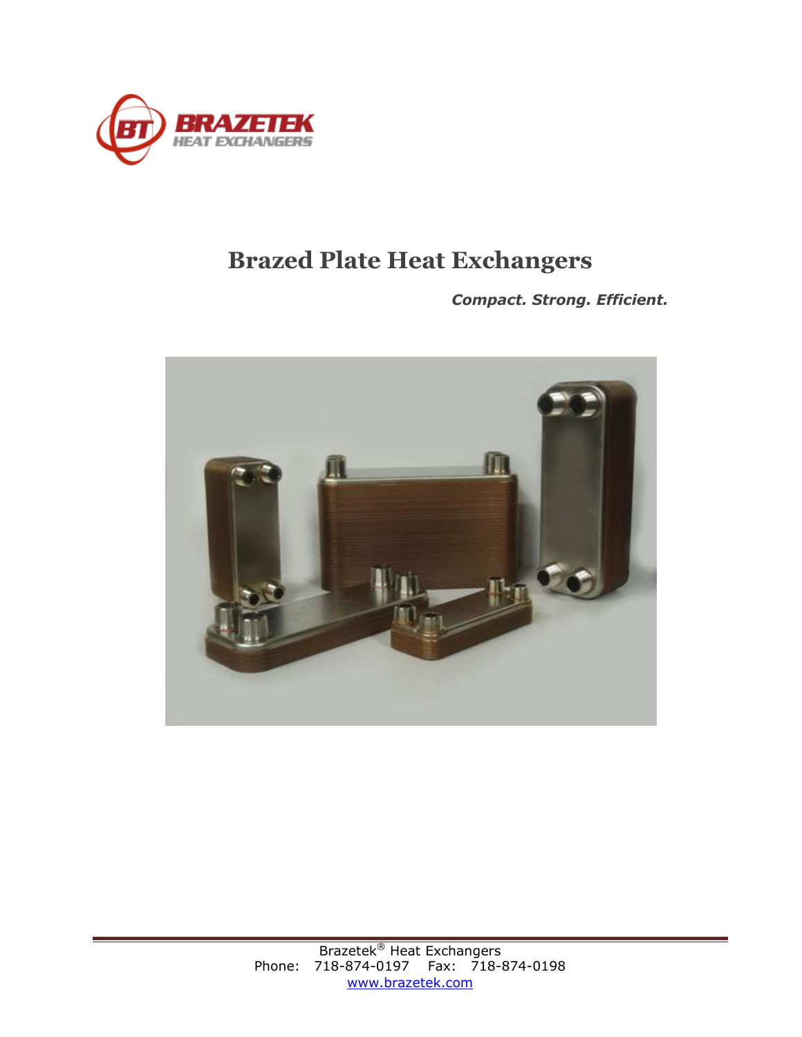# Brazed Plate Heat Exchangers

***Compact. Strong. Efficient.***

Brazetek® Heat Exchangers
Phone: 718-874-0197 Fax: 718-874-0198
www.brazetek.com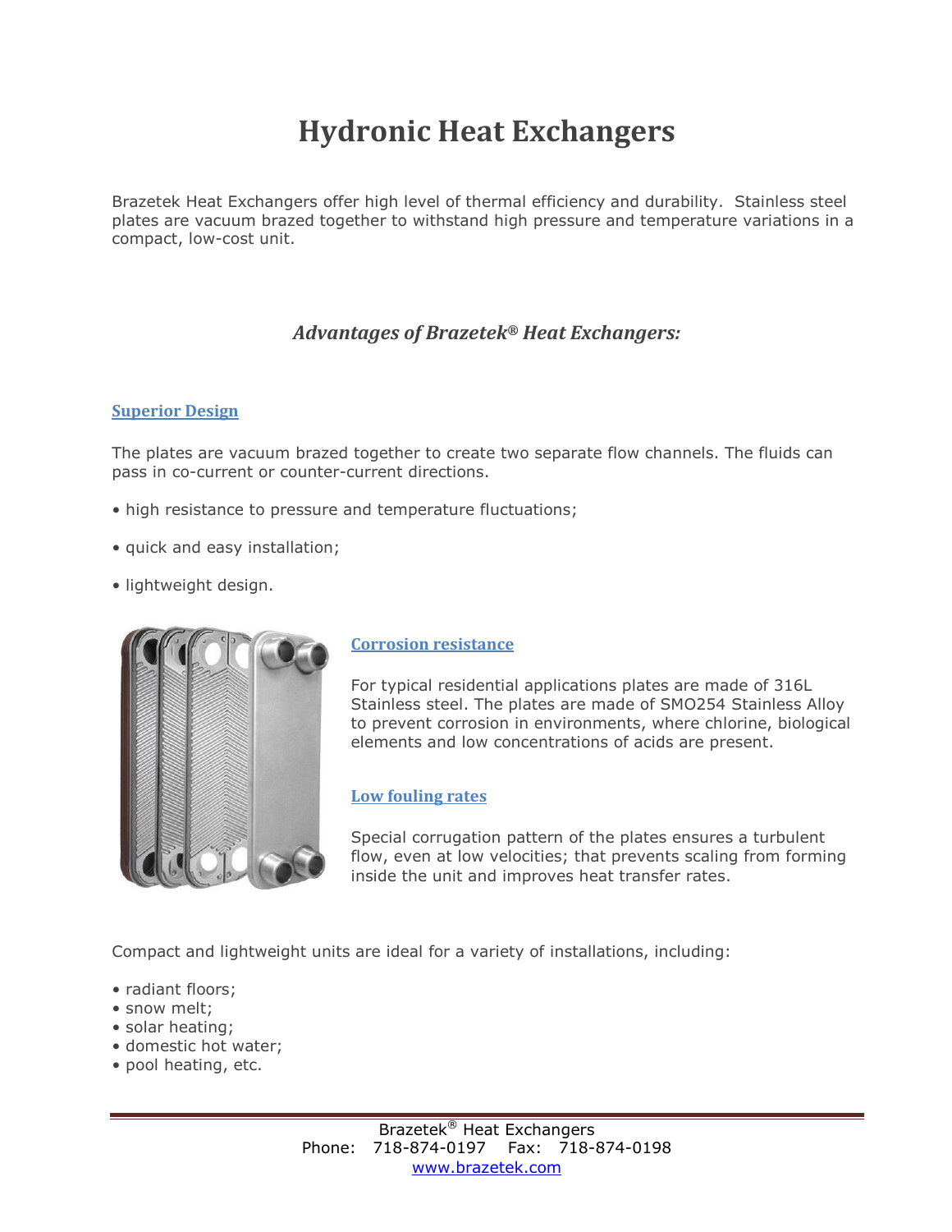# Hydronic Heat Exchangers

Brazetek Heat Exchangers offer high level of thermal efficiency and durability. Stainless steel plates are vacuum brazed together to withstand high pressure and temperature variations in a compact, low-cost unit.

## *Advantages of Brazetek® Heat Exchangers:*

### Superior Design

The plates are vacuum brazed together to create two separate flow channels. The fluids can pass in co-current or counter-current directions.

- high resistance to pressure and temperature fluctuations;
- quick and easy installation;
- lightweight design.

### Corrosion resistance

For typical residential applications plates are made of 316L Stainless steel. The plates are made of SMO254 Stainless Alloy to prevent corrosion in environments, where chlorine, biological elements and low concentrations of acids are present.

### Low fouling rates

Special corrugation pattern of the plates ensures a turbulent flow, even at low velocities; that prevents scaling from forming inside the unit and improves heat transfer rates.

Compact and lightweight units are ideal for a variety of installations, including:

- radiant floors;
- snow melt;
- solar heating;
- domestic hot water;
- pool heating, etc.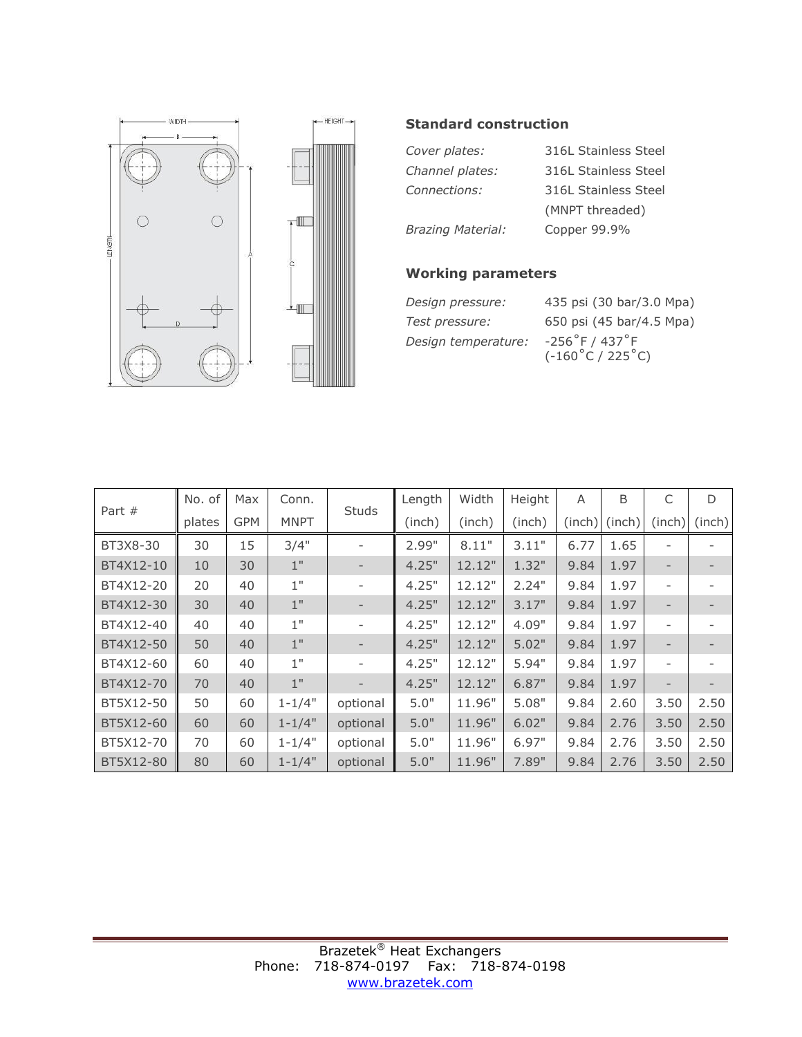WIDTH

B

LENGTH

A

HEIGHT

C

D

### Standard construction

| | |
|---|---|
| *Cover plates:* | 316L Stainless Steel |
| *Channel plates:* | 316L Stainless Steel |
| *Connections:* | 316L Stainless Steel (MNPT threaded) |
| *Brazing Material:* | Copper 99.9% |

### Working parameters

| | |
|---|---|
| *Design pressure:* | 435 psi (30 bar/3.0 Mpa) |
| *Test pressure:* | 650 psi (45 bar/4.5 Mpa) |
| *Design temperature:* | -256˚F / 437˚F (-160˚C / 225˚C) |

| Part # | No. of plates | Max GPM | Conn. MNPT | Studs | Length (inch) | Width (inch) | Height (inch) | A (inch) | B (inch) | C (inch) | D (inch) |
|---|---|---|---|---|---|---|---|---|---|---|---|
| BT3X8-30 | 30 | 15 | 3/4" | - | 2.99" | 8.11" | 3.11" | 6.77 | 1.65 | - | - |
| BT4X12-10 | 10 | 30 | 1" | - | 4.25" | 12.12" | 1.32" | 9.84 | 1.97 | - | - |
| BT4X12-20 | 20 | 40 | 1" | - | 4.25" | 12.12" | 2.24" | 9.84 | 1.97 | - | - |
| BT4X12-30 | 30 | 40 | 1" | - | 4.25" | 12.12" | 3.17" | 9.84 | 1.97 | - | - |
| BT4X12-40 | 40 | 40 | 1" | - | 4.25" | 12.12" | 4.09" | 9.84 | 1.97 | - | - |
| BT4X12-50 | 50 | 40 | 1" | - | 4.25" | 12.12" | 5.02" | 9.84 | 1.97 | - | - |
| BT4X12-60 | 60 | 40 | 1" | - | 4.25" | 12.12" | 5.94" | 9.84 | 1.97 | - | - |
| BT4X12-70 | 70 | 40 | 1" | - | 4.25" | 12.12" | 6.87" | 9.84 | 1.97 | - | - |
| BT5X12-50 | 50 | 60 | 1-1/4" | optional | 5.0" | 11.96" | 5.08" | 9.84 | 2.60 | 3.50 | 2.50 |
| BT5X12-60 | 60 | 60 | 1-1/4" | optional | 5.0" | 11.96" | 6.02" | 9.84 | 2.76 | 3.50 | 2.50 |
| BT5X12-70 | 70 | 60 | 1-1/4" | optional | 5.0" | 11.96" | 6.97" | 9.84 | 2.76 | 3.50 | 2.50 |
| BT5X12-80 | 80 | 60 | 1-1/4" | optional | 5.0" | 11.96" | 7.89" | 9.84 | 2.76 | 3.50 | 2.50 |

Brazetek® Heat Exchangers
Phone: 718-874-0197 Fax: 718-874-0198
[www.brazetek.com](http://www.brazetek.com)